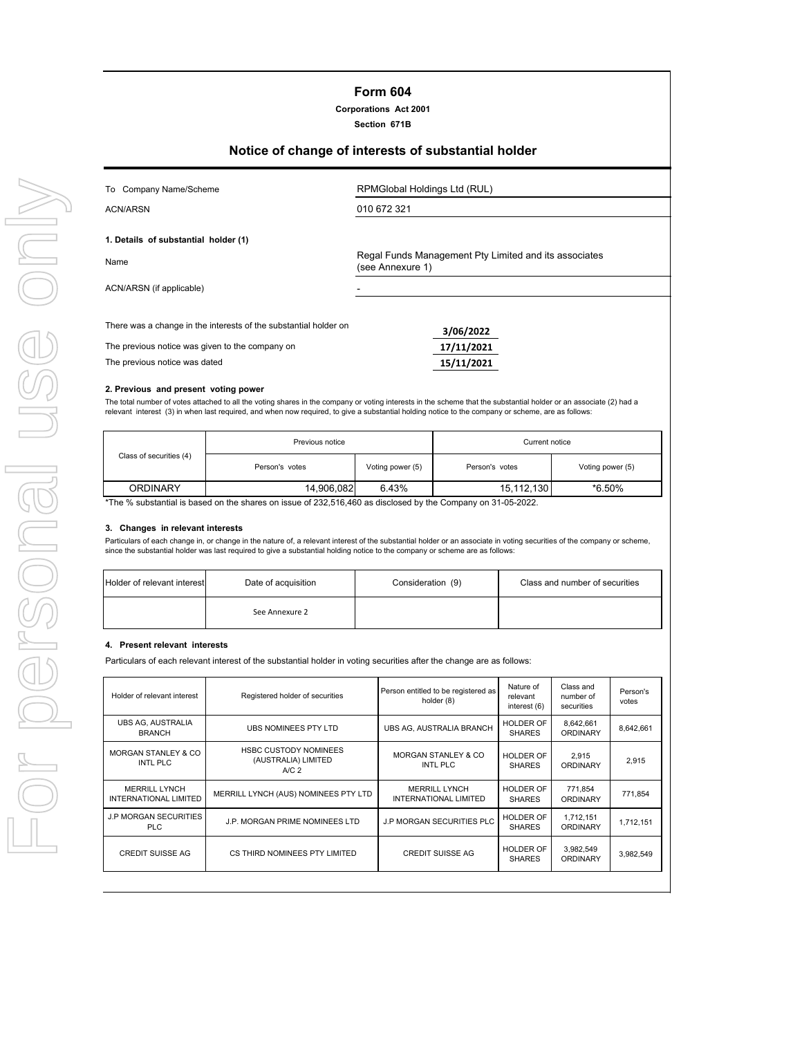# Form 604

**Corporations Act 2001**

**Section 671B**

## Notice of change of interests of substantial holder

| | |
|---|---|
| To Company Name/Scheme | RPMGlobal Holdings Ltd (RUL) |
| ACN/ARSN | 010 672 321 |

**1. Details of substantial holder (1)**

| | |
|---|---|
| Name | Regal Funds Management Pty Limited and its associates (see Annexure 1) |
| ACN/ARSN (if applicable) | - |

| | |
|---|---|
| There was a change in the interests of the substantial holder on | 3/06/2022 |
| The previous notice was given to the company on | 17/11/2021 |
| The previous notice was dated | 15/11/2021 |

**2. Previous and present voting power**

The total number of votes attached to all the voting shares in the company or voting interests in the scheme that the substantial holder or an associate (2) had a relevant interest (3) in when last required, and when now required, to give a substantial holding notice to the company or scheme, are as follows:

| Class of securities (4) | Previous notice | | Current notice | |
|---|---|---|---|---|
| | Person's votes | Voting power (5) | Person's votes | Voting power (5) |
| ORDINARY | 14,906,082 | 6.43% | 15,112,130 | *6.50% |

*The % substantial is based on the shares on issue of 232,516,460 as disclosed by the Company on 31-05-2022.

**3. Changes in relevant interests**

Particulars of each change in, or change in the nature of, a relevant interest of the substantial holder or an associate in voting securities of the company or scheme, since the substantial holder was last required to give a substantial holding notice to the company or scheme are as follows:

| Holder of relevant interest | Date of acquisition | Consideration (9) | Class and number of securities |
|---|---|---|---|
| | See Annexure 2 | | |

**4. Present relevant interests**

Particulars of each relevant interest of the substantial holder in voting securities after the change are as follows:

| Holder of relevant interest | Registered holder of securities | Person entitled to be registered as holder (8) | Nature of relevant interest (6) | Class and number of securities | Person's votes |
|---|---|---|---|---|---|
| UBS AG, AUSTRALIA BRANCH | UBS NOMINEES PTY LTD | UBS AG, AUSTRALIA BRANCH | HOLDER OF SHARES | 8,642,661 ORDINARY | 8,642,661 |
| MORGAN STANLEY & CO INTL PLC | HSBC CUSTODY NOMINEES (AUSTRALIA) LIMITED A/C 2 | MORGAN STANLEY & CO INTL PLC | HOLDER OF SHARES | 2,915 ORDINARY | 2,915 |
| MERRILL LYNCH INTERNATIONAL LIMITED | MERRILL LYNCH (AUS) NOMINEES PTY LTD | MERRILL LYNCH INTERNATIONAL LIMITED | HOLDER OF SHARES | 771,854 ORDINARY | 771,854 |
| J.P MORGAN SECURITIES PLC | J.P. MORGAN PRIME NOMINEES LTD | J.P MORGAN SECURITIES PLC | HOLDER OF SHARES | 1,712,151 ORDINARY | 1,712,151 |
| CREDIT SUISSE AG | CS THIRD NOMINEES PTY LIMITED | CREDIT SUISSE AG | HOLDER OF SHARES | 3,982,549 ORDINARY | 3,982,549 |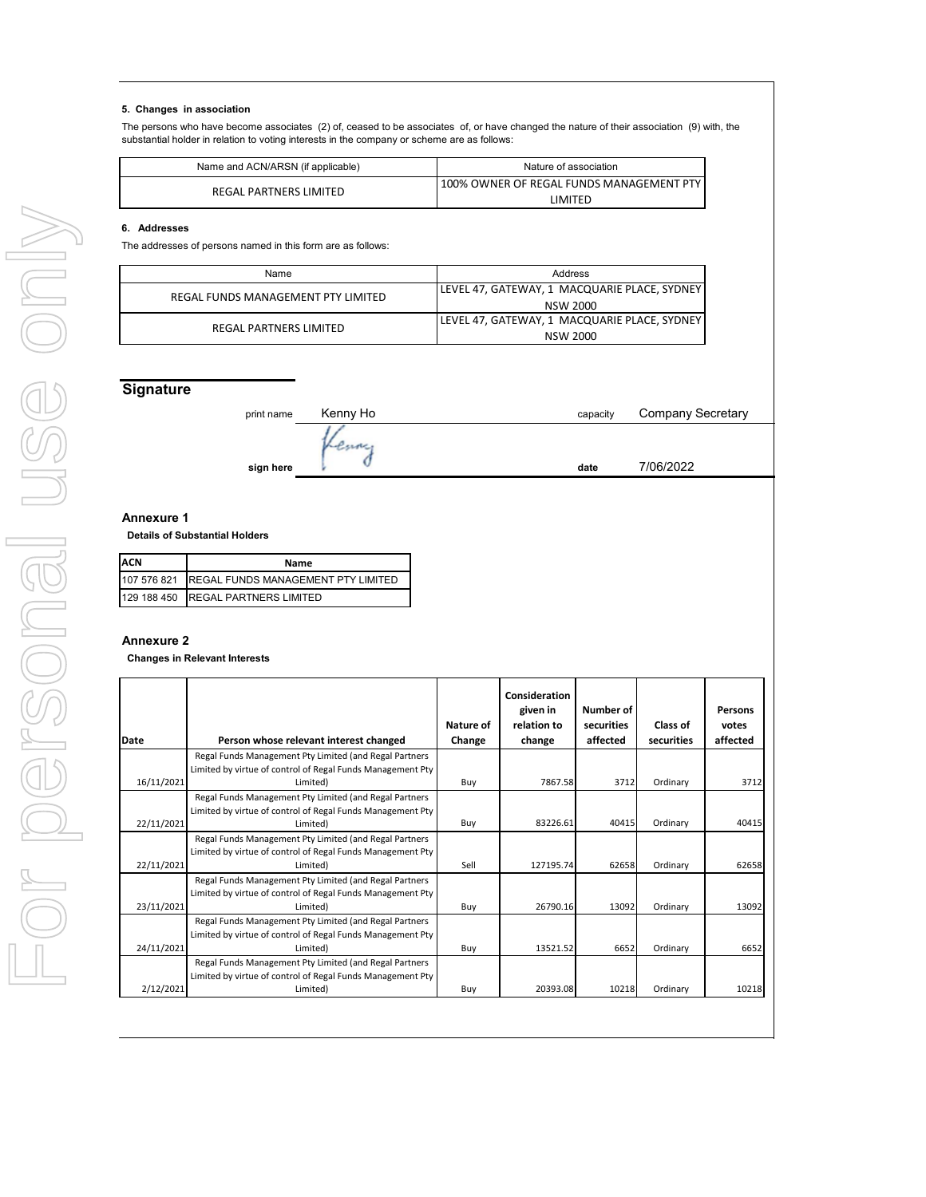### 5. Changes in association

The persons who have become associates (2) of, ceased to be associates of, or have changed the nature of their association (9) with, the substantial holder in relation to voting interests in the company or scheme are as follows:

| Name and ACN/ARSN (if applicable) | Nature of association |
|---|---|
| REGAL PARTNERS LIMITED | 100% OWNER OF REGAL FUNDS MANAGEMENT PTY LIMITED |

### 6. Addresses

The addresses of persons named in this form are as follows:

| Name | Address |
|---|---|
| REGAL FUNDS MANAGEMENT PTY LIMITED | LEVEL 47, GATEWAY, 1 MACQUARIE PLACE, SYDNEY NSW 2000 |
| REGAL PARTNERS LIMITED | LEVEL 47, GATEWAY, 1 MACQUARIE PLACE, SYDNEY NSW 2000 |

## Signature

print name Kenny Ho capacity Company Secretary

sign here date 7/06/2022

### Annexure 1

**Details of Substantial Holders**

| ACN | Name |
|---|---|
| 107 576 821 | REGAL FUNDS MANAGEMENT PTY LIMITED |
| 129 188 450 | REGAL PARTNERS LIMITED |

### Annexure 2

**Changes in Relevant Interests**

| Date | Person whose relevant interest changed | Nature of Change | Consideration given in relation to change | Number of securities affected | Class of securities | Persons votes affected |
|---|---|---|---|---|---|---|
| 16/11/2021 | Regal Funds Management Pty Limited (and Regal Partners Limited by virtue of control of Regal Funds Management Pty Limited) | Buy | 7867.58 | 3712 | Ordinary | 3712 |
| 22/11/2021 | Regal Funds Management Pty Limited (and Regal Partners Limited by virtue of control of Regal Funds Management Pty Limited) | Buy | 83226.61 | 40415 | Ordinary | 40415 |
| 22/11/2021 | Regal Funds Management Pty Limited (and Regal Partners Limited by virtue of control of Regal Funds Management Pty Limited) | Sell | 127195.74 | 62658 | Ordinary | 62658 |
| 23/11/2021 | Regal Funds Management Pty Limited (and Regal Partners Limited by virtue of control of Regal Funds Management Pty Limited) | Buy | 26790.16 | 13092 | Ordinary | 13092 |
| 24/11/2021 | Regal Funds Management Pty Limited (and Regal Partners Limited by virtue of control of Regal Funds Management Pty Limited) | Buy | 13521.52 | 6652 | Ordinary | 6652 |
| 2/12/2021 | Regal Funds Management Pty Limited (and Regal Partners Limited by virtue of control of Regal Funds Management Pty Limited) | Buy | 20393.08 | 10218 | Ordinary | 10218 |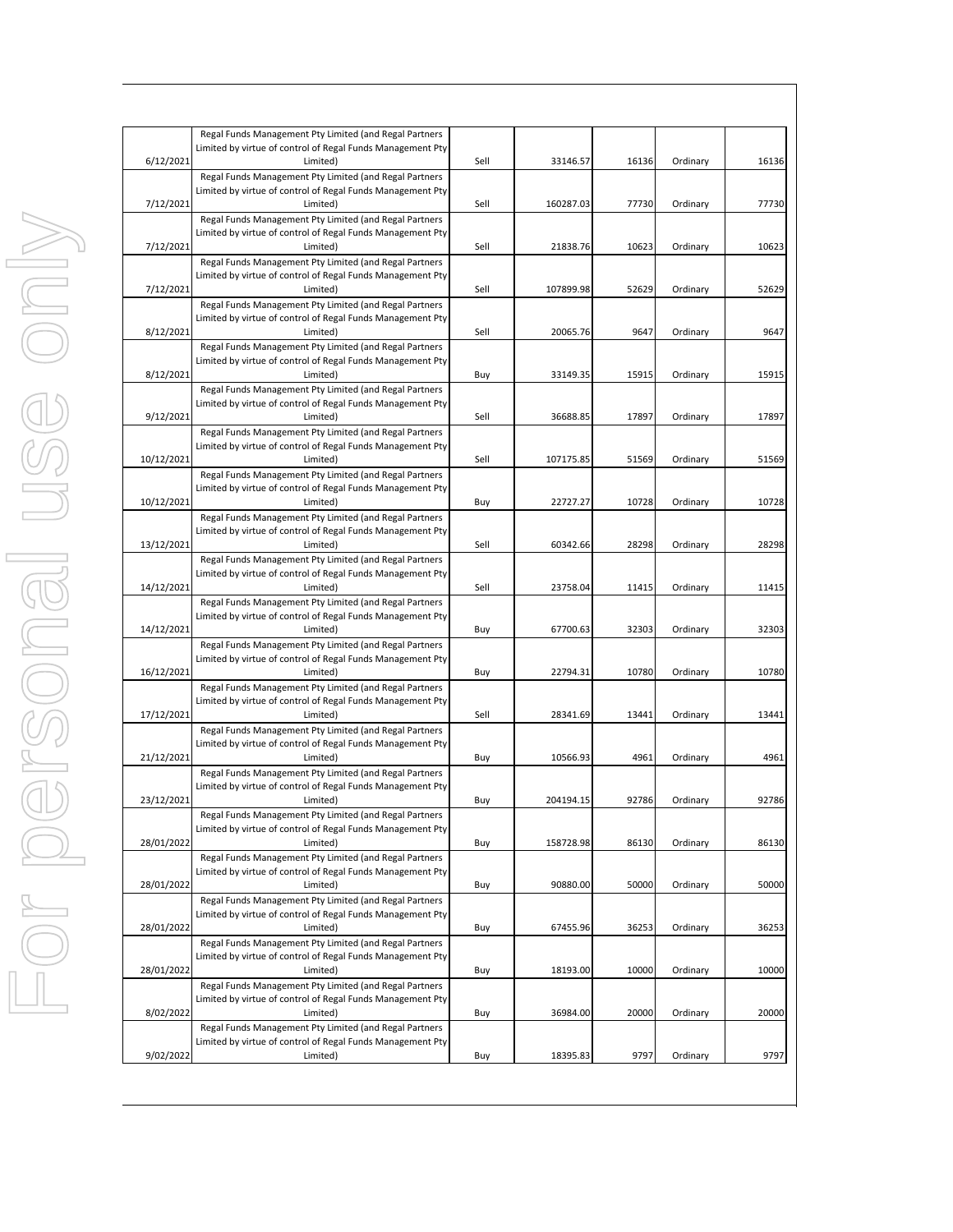| | | | | | | |
|---|---|---|---|---|---|---|
| 6/12/2021 | Regal Funds Management Pty Limited (and Regal Partners Limited by virtue of control of Regal Funds Management Pty Limited) | Sell | 33146.57 | 16136 | Ordinary | 16136 |
| 7/12/2021 | Regal Funds Management Pty Limited (and Regal Partners Limited by virtue of control of Regal Funds Management Pty Limited) | Sell | 160287.03 | 77730 | Ordinary | 77730 |
| 7/12/2021 | Regal Funds Management Pty Limited (and Regal Partners Limited by virtue of control of Regal Funds Management Pty Limited) | Sell | 21838.76 | 10623 | Ordinary | 10623 |
| 7/12/2021 | Regal Funds Management Pty Limited (and Regal Partners Limited by virtue of control of Regal Funds Management Pty Limited) | Sell | 107899.98 | 52629 | Ordinary | 52629 |
| 8/12/2021 | Regal Funds Management Pty Limited (and Regal Partners Limited by virtue of control of Regal Funds Management Pty Limited) | Sell | 20065.76 | 9647 | Ordinary | 9647 |
| 8/12/2021 | Regal Funds Management Pty Limited (and Regal Partners Limited by virtue of control of Regal Funds Management Pty Limited) | Buy | 33149.35 | 15915 | Ordinary | 15915 |
| 9/12/2021 | Regal Funds Management Pty Limited (and Regal Partners Limited by virtue of control of Regal Funds Management Pty Limited) | Sell | 36688.85 | 17897 | Ordinary | 17897 |
| 10/12/2021 | Regal Funds Management Pty Limited (and Regal Partners Limited by virtue of control of Regal Funds Management Pty Limited) | Sell | 107175.85 | 51569 | Ordinary | 51569 |
| 10/12/2021 | Regal Funds Management Pty Limited (and Regal Partners Limited by virtue of control of Regal Funds Management Pty Limited) | Buy | 22727.27 | 10728 | Ordinary | 10728 |
| 13/12/2021 | Regal Funds Management Pty Limited (and Regal Partners Limited by virtue of control of Regal Funds Management Pty Limited) | Sell | 60342.66 | 28298 | Ordinary | 28298 |
| 14/12/2021 | Regal Funds Management Pty Limited (and Regal Partners Limited by virtue of control of Regal Funds Management Pty Limited) | Sell | 23758.04 | 11415 | Ordinary | 11415 |
| 14/12/2021 | Regal Funds Management Pty Limited (and Regal Partners Limited by virtue of control of Regal Funds Management Pty Limited) | Buy | 67700.63 | 32303 | Ordinary | 32303 |
| 16/12/2021 | Regal Funds Management Pty Limited (and Regal Partners Limited by virtue of control of Regal Funds Management Pty Limited) | Buy | 22794.31 | 10780 | Ordinary | 10780 |
| 17/12/2021 | Regal Funds Management Pty Limited (and Regal Partners Limited by virtue of control of Regal Funds Management Pty Limited) | Sell | 28341.69 | 13441 | Ordinary | 13441 |
| 21/12/2021 | Regal Funds Management Pty Limited (and Regal Partners Limited by virtue of control of Regal Funds Management Pty Limited) | Buy | 10566.93 | 4961 | Ordinary | 4961 |
| 23/12/2021 | Regal Funds Management Pty Limited (and Regal Partners Limited by virtue of control of Regal Funds Management Pty Limited) | Buy | 204194.15 | 92786 | Ordinary | 92786 |
| 28/01/2022 | Regal Funds Management Pty Limited (and Regal Partners Limited by virtue of control of Regal Funds Management Pty Limited) | Buy | 158728.98 | 86130 | Ordinary | 86130 |
| 28/01/2022 | Regal Funds Management Pty Limited (and Regal Partners Limited by virtue of control of Regal Funds Management Pty Limited) | Buy | 90880.00 | 50000 | Ordinary | 50000 |
| 28/01/2022 | Regal Funds Management Pty Limited (and Regal Partners Limited by virtue of control of Regal Funds Management Pty Limited) | Buy | 67455.96 | 36253 | Ordinary | 36253 |
| 28/01/2022 | Regal Funds Management Pty Limited (and Regal Partners Limited by virtue of control of Regal Funds Management Pty Limited) | Buy | 18193.00 | 10000 | Ordinary | 10000 |
| 8/02/2022 | Regal Funds Management Pty Limited (and Regal Partners Limited by virtue of control of Regal Funds Management Pty Limited) | Buy | 36984.00 | 20000 | Ordinary | 20000 |
| 9/02/2022 | Regal Funds Management Pty Limited (and Regal Partners Limited by virtue of control of Regal Funds Management Pty Limited) | Buy | 18395.83 | 9797 | Ordinary | 9797 |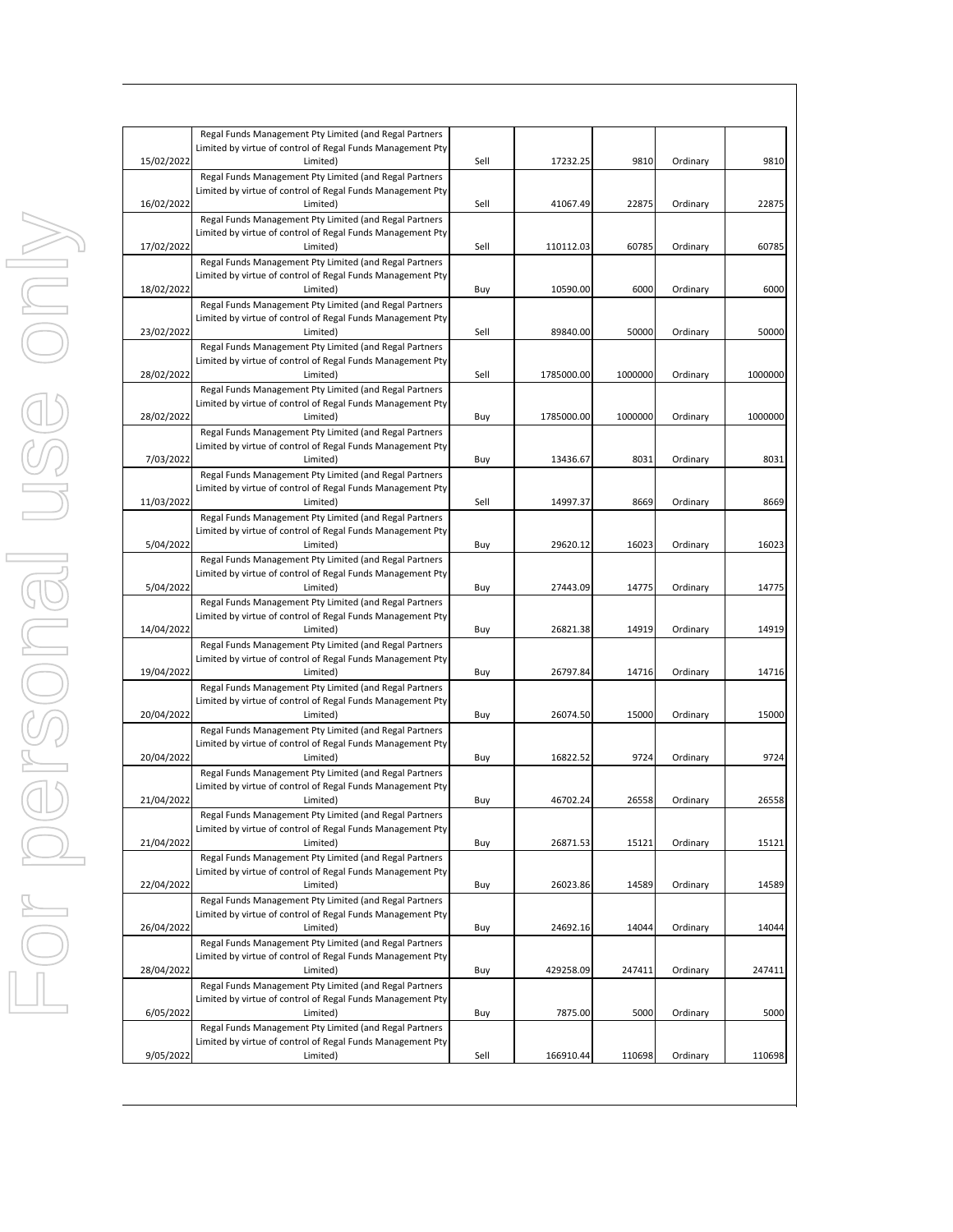| | | | | | | |
|---|---|---|---|---|---|---|
| 15/02/2022 | Regal Funds Management Pty Limited (and Regal Partners Limited by virtue of control of Regal Funds Management Pty Limited) | Sell | 17232.25 | 9810 | Ordinary | 9810 |
| 16/02/2022 | Regal Funds Management Pty Limited (and Regal Partners Limited by virtue of control of Regal Funds Management Pty Limited) | Sell | 41067.49 | 22875 | Ordinary | 22875 |
| 17/02/2022 | Regal Funds Management Pty Limited (and Regal Partners Limited by virtue of control of Regal Funds Management Pty Limited) | Sell | 110112.03 | 60785 | Ordinary | 60785 |
| 18/02/2022 | Regal Funds Management Pty Limited (and Regal Partners Limited by virtue of control of Regal Funds Management Pty Limited) | Buy | 10590.00 | 6000 | Ordinary | 6000 |
| 23/02/2022 | Regal Funds Management Pty Limited (and Regal Partners Limited by virtue of control of Regal Funds Management Pty Limited) | Sell | 89840.00 | 50000 | Ordinary | 50000 |
| 28/02/2022 | Regal Funds Management Pty Limited (and Regal Partners Limited by virtue of control of Regal Funds Management Pty Limited) | Sell | 1785000.00 | 1000000 | Ordinary | 1000000 |
| 28/02/2022 | Regal Funds Management Pty Limited (and Regal Partners Limited by virtue of control of Regal Funds Management Pty Limited) | Buy | 1785000.00 | 1000000 | Ordinary | 1000000 |
| 7/03/2022 | Regal Funds Management Pty Limited (and Regal Partners Limited by virtue of control of Regal Funds Management Pty Limited) | Buy | 13436.67 | 8031 | Ordinary | 8031 |
| 11/03/2022 | Regal Funds Management Pty Limited (and Regal Partners Limited by virtue of control of Regal Funds Management Pty Limited) | Sell | 14997.37 | 8669 | Ordinary | 8669 |
| 5/04/2022 | Regal Funds Management Pty Limited (and Regal Partners Limited by virtue of control of Regal Funds Management Pty Limited) | Buy | 29620.12 | 16023 | Ordinary | 16023 |
| 5/04/2022 | Regal Funds Management Pty Limited (and Regal Partners Limited by virtue of control of Regal Funds Management Pty Limited) | Buy | 27443.09 | 14775 | Ordinary | 14775 |
| 14/04/2022 | Regal Funds Management Pty Limited (and Regal Partners Limited by virtue of control of Regal Funds Management Pty Limited) | Buy | 26821.38 | 14919 | Ordinary | 14919 |
| 19/04/2022 | Regal Funds Management Pty Limited (and Regal Partners Limited by virtue of control of Regal Funds Management Pty Limited) | Buy | 26797.84 | 14716 | Ordinary | 14716 |
| 20/04/2022 | Regal Funds Management Pty Limited (and Regal Partners Limited by virtue of control of Regal Funds Management Pty Limited) | Buy | 26074.50 | 15000 | Ordinary | 15000 |
| 20/04/2022 | Regal Funds Management Pty Limited (and Regal Partners Limited by virtue of control of Regal Funds Management Pty Limited) | Buy | 16822.52 | 9724 | Ordinary | 9724 |
| 21/04/2022 | Regal Funds Management Pty Limited (and Regal Partners Limited by virtue of control of Regal Funds Management Pty Limited) | Buy | 46702.24 | 26558 | Ordinary | 26558 |
| 21/04/2022 | Regal Funds Management Pty Limited (and Regal Partners Limited by virtue of control of Regal Funds Management Pty Limited) | Buy | 26871.53 | 15121 | Ordinary | 15121 |
| 22/04/2022 | Regal Funds Management Pty Limited (and Regal Partners Limited by virtue of control of Regal Funds Management Pty Limited) | Buy | 26023.86 | 14589 | Ordinary | 14589 |
| 26/04/2022 | Regal Funds Management Pty Limited (and Regal Partners Limited by virtue of control of Regal Funds Management Pty Limited) | Buy | 24692.16 | 14044 | Ordinary | 14044 |
| 28/04/2022 | Regal Funds Management Pty Limited (and Regal Partners Limited by virtue of control of Regal Funds Management Pty Limited) | Buy | 429258.09 | 247411 | Ordinary | 247411 |
| 6/05/2022 | Regal Funds Management Pty Limited (and Regal Partners Limited by virtue of control of Regal Funds Management Pty Limited) | Buy | 7875.00 | 5000 | Ordinary | 5000 |
| 9/05/2022 | Regal Funds Management Pty Limited (and Regal Partners Limited by virtue of control of Regal Funds Management Pty Limited) | Sell | 166910.44 | 110698 | Ordinary | 110698 |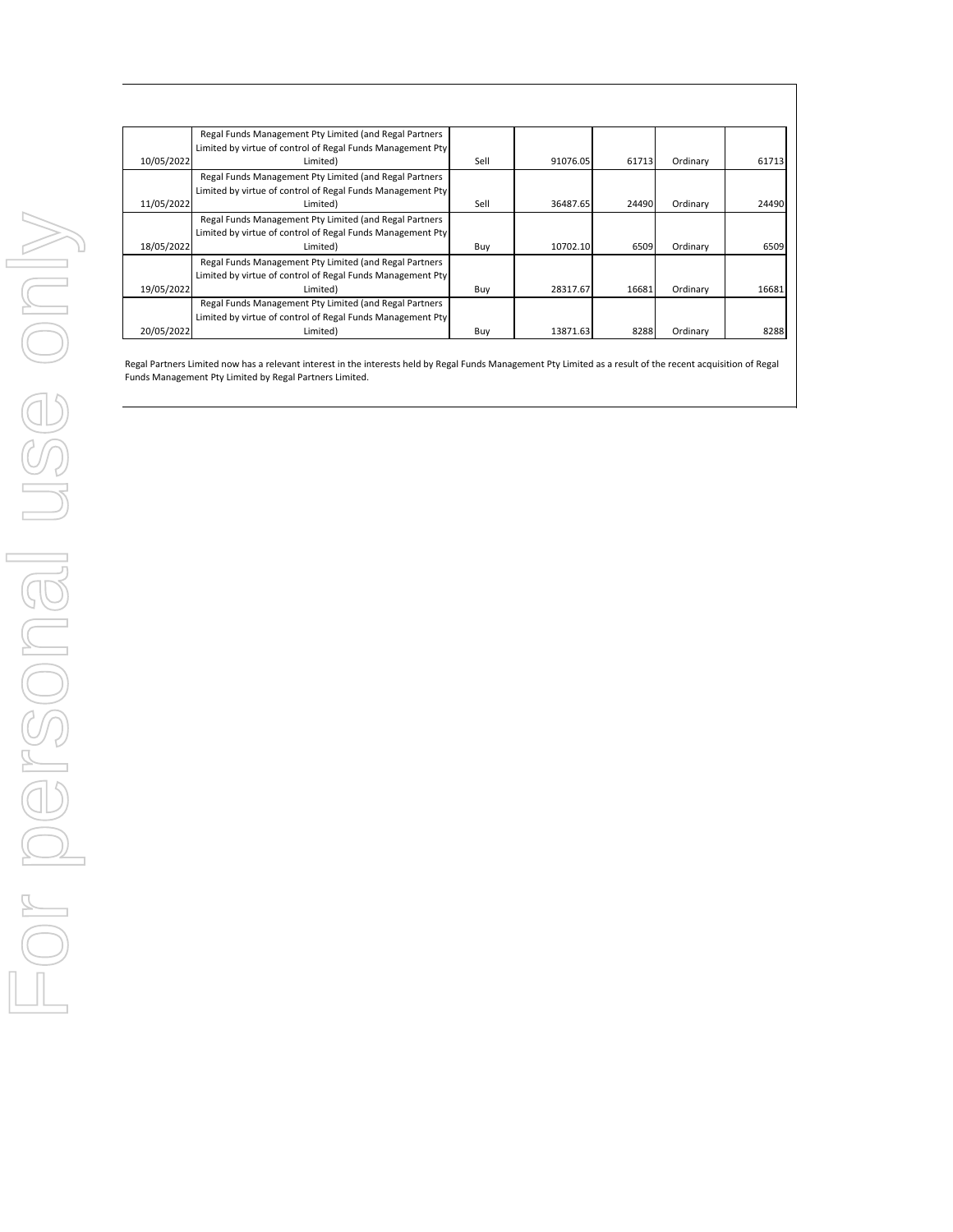| | | | | | | |
|---|---|---|---|---|---|---|
| 10/05/2022 | Regal Funds Management Pty Limited (and Regal Partners Limited by virtue of control of Regal Funds Management Pty Limited) | Sell | 91076.05 | 61713 | Ordinary | 61713 |
| 11/05/2022 | Regal Funds Management Pty Limited (and Regal Partners Limited by virtue of control of Regal Funds Management Pty Limited) | Sell | 36487.65 | 24490 | Ordinary | 24490 |
| 18/05/2022 | Regal Funds Management Pty Limited (and Regal Partners Limited by virtue of control of Regal Funds Management Pty Limited) | Buy | 10702.10 | 6509 | Ordinary | 6509 |
| 19/05/2022 | Regal Funds Management Pty Limited (and Regal Partners Limited by virtue of control of Regal Funds Management Pty Limited) | Buy | 28317.67 | 16681 | Ordinary | 16681 |
| 20/05/2022 | Regal Funds Management Pty Limited (and Regal Partners Limited by virtue of control of Regal Funds Management Pty Limited) | Buy | 13871.63 | 8288 | Ordinary | 8288 |

Regal Partners Limited now has a relevant interest in the interests held by Regal Funds Management Pty Limited as a result of the recent acquisition of Regal Funds Management Pty Limited by Regal Partners Limited.